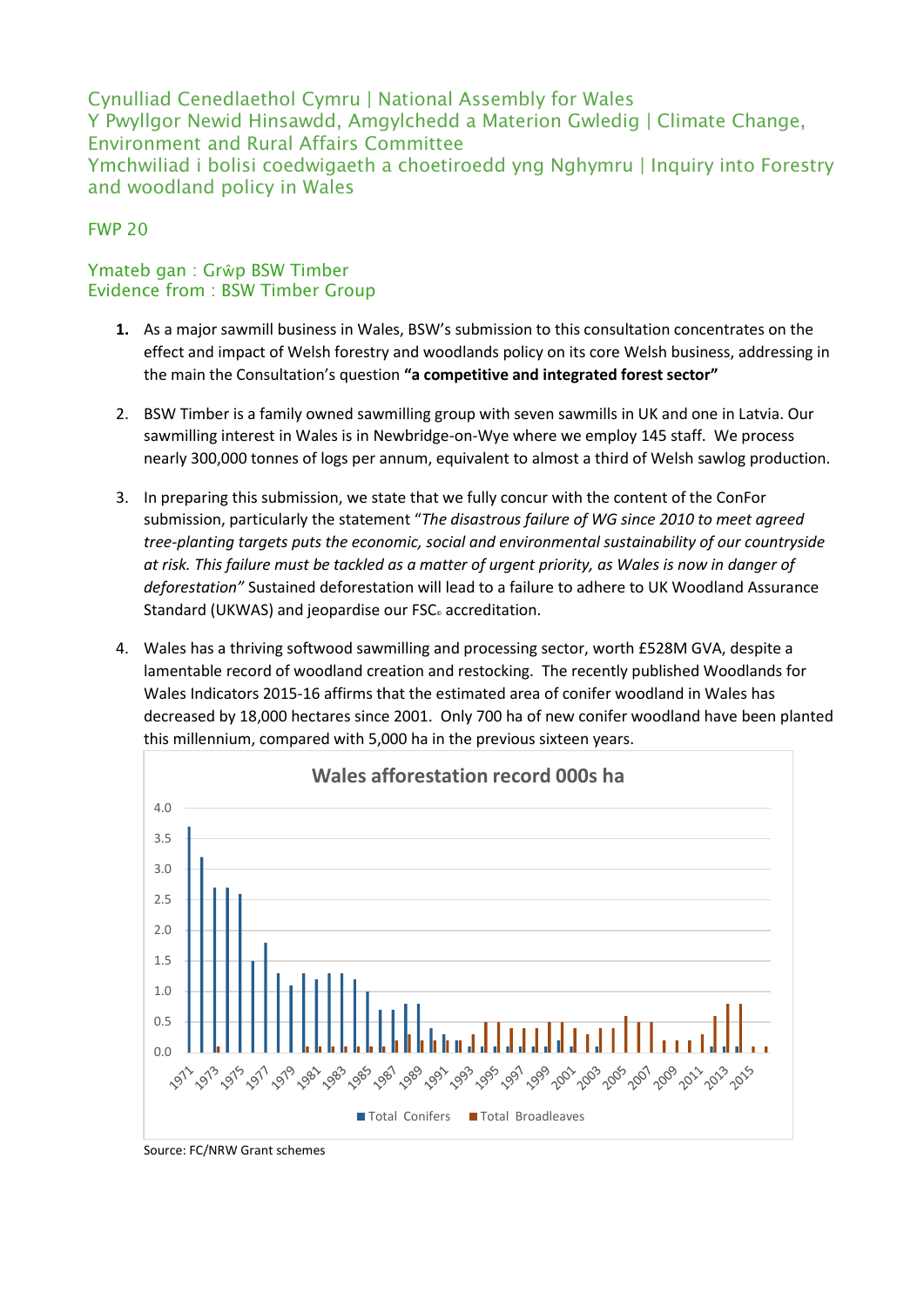Cynulliad Cenedlaethol Cymru | National Assembly for Wales
Y Pwyllgor Newid Hinsawdd, Amgylchedd a Materion Gwledig | Climate Change, Environment and Rural Affairs Committee
Ymchwiliad i bolisi coedwigaeth a choetiroedd yng Nghymru | Inquiry into Forestry and woodland policy in Wales

FWP 20

Ymateb gan : Grŵp BSW Timber
Evidence from : BSW Timber Group

1. As a major sawmill business in Wales, BSW's submission to this consultation concentrates on the effect and impact of Welsh forestry and woodlands policy on its core Welsh business, addressing in the main the Consultation's question **"a competitive and integrated forest sector"**

2. BSW Timber is a family owned sawmilling group with seven sawmills in UK and one in Latvia. Our sawmilling interest in Wales is in Newbridge-on-Wye where we employ 145 staff. We process nearly 300,000 tonnes of logs per annum, equivalent to almost a third of Welsh sawlog production.

3. In preparing this submission, we state that we fully concur with the content of the ConFor submission, particularly the statement "*The disastrous failure of WG since 2010 to meet agreed tree-planting targets puts the economic, social and environmental sustainability of our countryside at risk. This failure must be tackled as a matter of urgent priority, as Wales is now in danger of deforestation"* Sustained deforestation will lead to a failure to adhere to UK Woodland Assurance Standard (UKWAS) and jeopardise our FSC® accreditation.

4. Wales has a thriving softwood sawmilling and processing sector, worth £528M GVA, despite a lamentable record of woodland creation and restocking. The recently published Woodlands for Wales Indicators 2015-16 affirms that the estimated area of conifer woodland in Wales has decreased by 18,000 hectares since 2001. Only 700 ha of new conifer woodland have been planted this millennium, compared with 5,000 ha in the previous sixteen years.

**Wales afforestation record 000s ha**

(Total Conifers / Total Broadleaves, 1971–2016)

Source: FC/NRW Grant schemes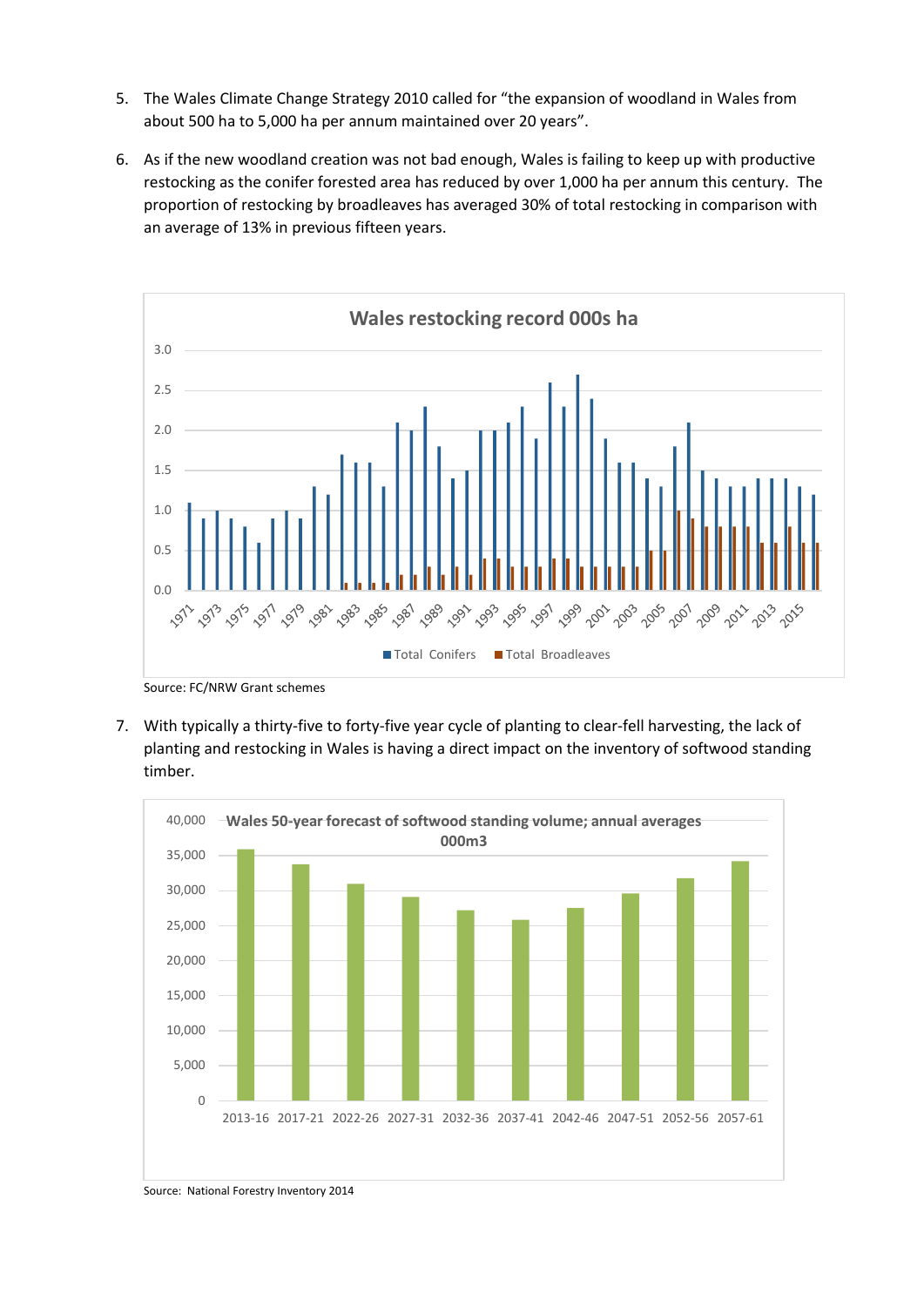5. The Wales Climate Change Strategy 2010 called for "the expansion of woodland in Wales from about 500 ha to 5,000 ha per annum maintained over 20 years".

6. As if the new woodland creation was not bad enough, Wales is failing to keep up with productive restocking as the conifer forested area has reduced by over 1,000 ha per annum this century. The proportion of restocking by broadleaves has averaged 30% of total restocking in comparison with an average of 13% in previous fifteen years.

**Wales restocking record 000s ha**

Source: FC/NRW Grant schemes

7. With typically a thirty-five to forty-five year cycle of planting to clear-fell harvesting, the lack of planting and restocking in Wales is having a direct impact on the inventory of softwood standing timber.

**Wales 50-year forecast of softwood standing volume; annual averages 000m3**

Source: National Forestry Inventory 2014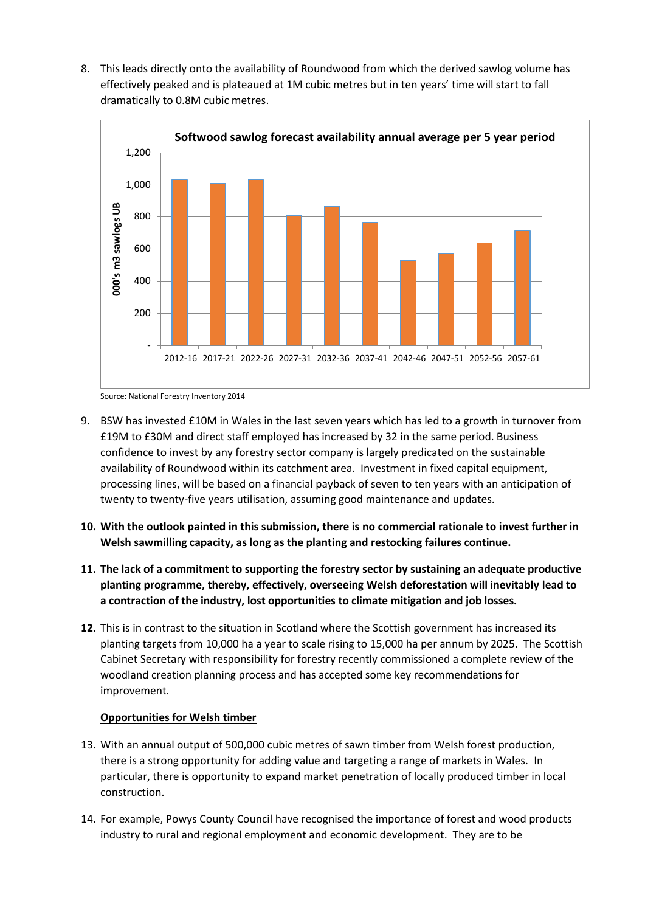8. This leads directly onto the availability of Roundwood from which the derived sawlog volume has effectively peaked and is plateaued at 1M cubic metres but in ten years' time will start to fall dramatically to 0.8M cubic metres.

**Softwood sawlog forecast availability annual average per 5 year period**

| Period | 000's m3 sawlogs UB |
|---|---|
| 2012-16 | ~1,030 |
| 2017-21 | ~1,010 |
| 2022-26 | ~1,030 |
| 2027-31 | ~805 |
| 2032-36 | ~870 |
| 2037-41 | ~765 |
| 2042-46 | ~530 |
| 2047-51 | ~570 |
| 2052-56 | ~635 |
| 2057-61 | ~710 |

Source: National Forestry Inventory 2014

9. BSW has invested £10M in Wales in the last seven years which has led to a growth in turnover from £19M to £30M and direct staff employed has increased by 32 in the same period. Business confidence to invest by any forestry sector company is largely predicated on the sustainable availability of Roundwood within its catchment area. Investment in fixed capital equipment, processing lines, will be based on a financial payback of seven to ten years with an anticipation of twenty to twenty-five years utilisation, assuming good maintenance and updates.

10. **With the outlook painted in this submission, there is no commercial rationale to invest further in Welsh sawmilling capacity, as long as the planting and restocking failures continue.**

11. **The lack of a commitment to supporting the forestry sector by sustaining an adequate productive planting programme, thereby, effectively, overseeing Welsh deforestation will inevitably lead to a contraction of the industry, lost opportunities to climate mitigation and job losses.**

12. This is in contrast to the situation in Scotland where the Scottish government has increased its planting targets from 10,000 ha a year to scale rising to 15,000 ha per annum by 2025. The Scottish Cabinet Secretary with responsibility for forestry recently commissioned a complete review of the woodland creation planning process and has accepted some key recommendations for improvement.

**<u>Opportunities for Welsh timber</u>**

13. With an annual output of 500,000 cubic metres of sawn timber from Welsh forest production, there is a strong opportunity for adding value and targeting a range of markets in Wales. In particular, there is opportunity to expand market penetration of locally produced timber in local construction.

14. For example, Powys County Council have recognised the importance of forest and wood products industry to rural and regional employment and economic development. They are to be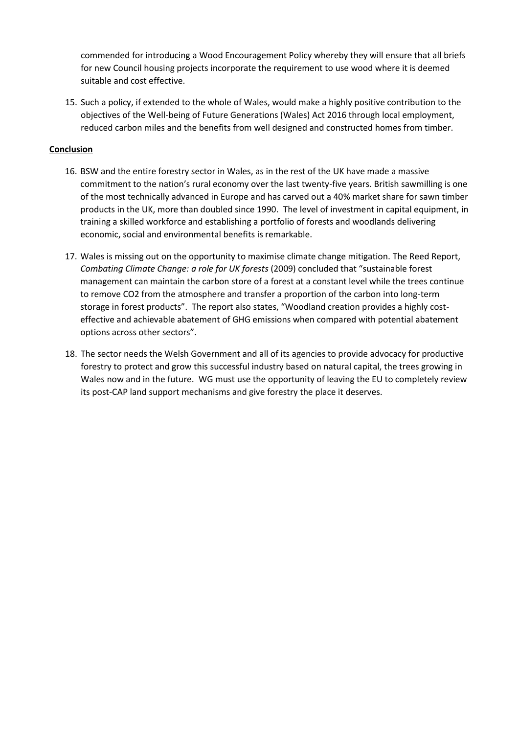commended for introducing a Wood Encouragement Policy whereby they will ensure that all briefs for new Council housing projects incorporate the requirement to use wood where it is deemed suitable and cost effective.

15. Such a policy, if extended to the whole of Wales, would make a highly positive contribution to the objectives of the Well-being of Future Generations (Wales) Act 2016 through local employment, reduced carbon miles and the benefits from well designed and constructed homes from timber.

**Conclusion**

16. BSW and the entire forestry sector in Wales, as in the rest of the UK have made a massive commitment to the nation's rural economy over the last twenty-five years. British sawmilling is one of the most technically advanced in Europe and has carved out a 40% market share for sawn timber products in the UK, more than doubled since 1990. The level of investment in capital equipment, in training a skilled workforce and establishing a portfolio of forests and woodlands delivering economic, social and environmental benefits is remarkable.

17. Wales is missing out on the opportunity to maximise climate change mitigation. The Reed Report, *Combating Climate Change: a role for UK forests* (2009) concluded that "sustainable forest management can maintain the carbon store of a forest at a constant level while the trees continue to remove CO2 from the atmosphere and transfer a proportion of the carbon into long-term storage in forest products". The report also states, "Woodland creation provides a highly cost-effective and achievable abatement of GHG emissions when compared with potential abatement options across other sectors".

18. The sector needs the Welsh Government and all of its agencies to provide advocacy for productive forestry to protect and grow this successful industry based on natural capital, the trees growing in Wales now and in the future. WG must use the opportunity of leaving the EU to completely review its post-CAP land support mechanisms and give forestry the place it deserves.